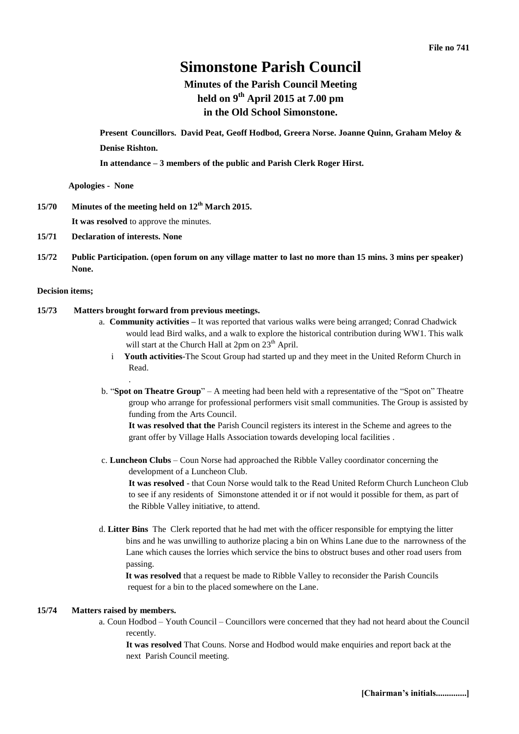File no 741

# Simonstone Parish Council

## Minutes of the Parish Council Meeting held on 9th April 2015 at 7.00 pm in the Old School Simonstone.

**Present Councillors. David Peat, Geoff Hodbod, Greera Norse. Joanne Quinn, Graham Meloy & Denise Rishton.**

**In attendance – 3 members of the public and Parish Clerk Roger Hirst.**

**Apologies - None**

**15/70 Minutes of the meeting held on 12th March 2015.**

**It was resolved** to approve the minutes.

**15/71 Declaration of interests. None**

**15/72 Public Participation. (open forum on any village matter to last no more than 15 mins. 3 mins per speaker) None.**

**Decision items;**

**15/73 Matters brought forward from previous meetings.**

a. **Community activities –** It was reported that various walks were being arranged; Conrad Chadwick would lead Bird walks, and a walk to explore the historical contribution during WW1. This walk will start at the Church Hall at 2pm on 23th April.

   i **Youth activities**-The Scout Group had started up and they meet in the United Reform Church in Read.

   .

b. "**Spot on Theatre Group**" – A meeting had been held with a representative of the "Spot on" Theatre group who arrange for professional performers visit small communities. The Group is assisted by funding from the Arts Council.

   **It was resolved that the** Parish Council registers its interest in the Scheme and agrees to the grant offer by Village Halls Association towards developing local facilities .

c. **Luncheon Clubs** – Coun Norse had approached the Ribble Valley coordinator concerning the development of a Luncheon Club.

   **It was resolved** - that Coun Norse would talk to the Read United Reform Church Luncheon Club to see if any residents of Simonstone attended it or if not would it possible for them, as part of the Ribble Valley initiative, to attend.

d. **Litter Bins** The Clerk reported that he had met with the officer responsible for emptying the litter bins and he was unwilling to authorize placing a bin on Whins Lane due to the narrowness of the Lane which causes the lorries which service the bins to obstruct buses and other road users from passing.

   **It was resolved** that a request be made to Ribble Valley to reconsider the Parish Councils request for a bin to the placed somewhere on the Lane.

**15/74 Matters raised by members.**

a. Coun Hodbod – Youth Council – Councillors were concerned that they had not heard about the Council recently.

   **It was resolved** That Couns. Norse and Hodbod would make enquiries and report back at the next Parish Council meeting.

**[Chairman's initials.............]**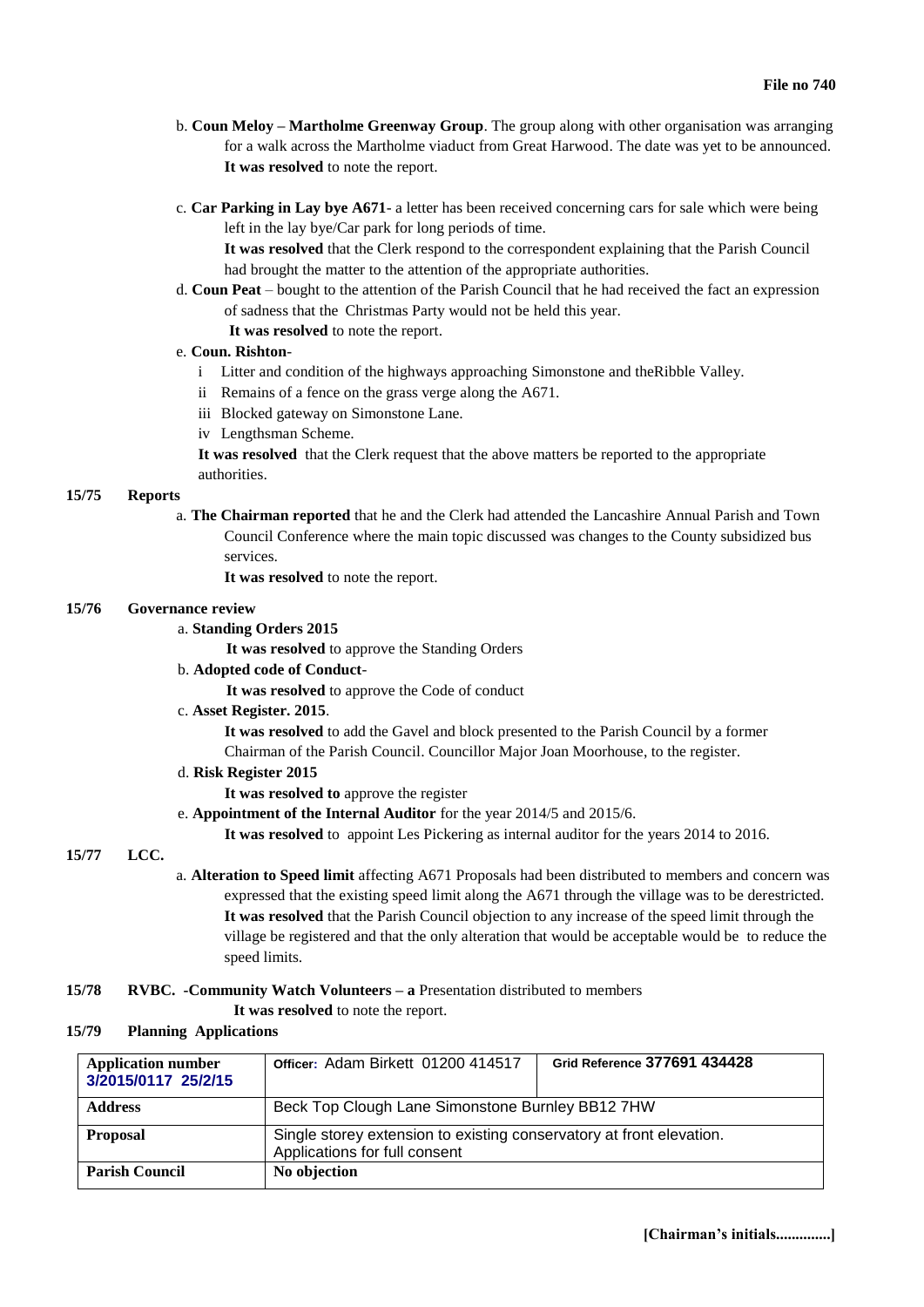b. **Coun Meloy – Martholme Greenway Group**. The group along with other organisation was arranging for a walk across the Martholme viaduct from Great Harwood. The date was yet to be announced. **It was resolved** to note the report.

c. **Car Parking in Lay bye A671**- a letter has been received concerning cars for sale which were being left in the lay bye/Car park for long periods of time.
**It was resolved** that the Clerk respond to the correspondent explaining that the Parish Council had brought the matter to the attention of the appropriate authorities.

d. **Coun Peat** – bought to the attention of the Parish Council that he had received the fact an expression of sadness that the Christmas Party would not be held this year.
**It was resolved** to note the report.

e. **Coun. Rishton**-
   i Litter and condition of the highways approaching Simonstone and theRibble Valley.
   ii Remains of a fence on the grass verge along the A671.
   iii Blocked gateway on Simonstone Lane.
   iv Lengthsman Scheme.

**It was resolved** that the Clerk request that the above matters be reported to the appropriate authorities.

**15/75 Reports**

a. **The Chairman reported** that he and the Clerk had attended the Lancashire Annual Parish and Town Council Conference where the main topic discussed was changes to the County subsidized bus services.
**It was resolved** to note the report.

**15/76 Governance review**

a. **Standing Orders 2015**
**It was resolved** to approve the Standing Orders

b. **Adopted code of Conduct**-
**It was resolved** to approve the Code of conduct

c. **Asset Register. 2015**.
**It was resolved** to add the Gavel and block presented to the Parish Council by a former Chairman of the Parish Council. Councillor Major Joan Moorhouse, to the register.

d. **Risk Register 2015**
**It was resolved to** approve the register

e. **Appointment of the Internal Auditor** for the year 2014/5 and 2015/6.
**It was resolved** to appoint Les Pickering as internal auditor for the years 2014 to 2016.

**15/77 LCC.**

a. **Alteration to Speed limit** affecting A671 Proposals had been distributed to members and concern was expressed that the existing speed limit along the A671 through the village was to be derestricted.
**It was resolved** that the Parish Council objection to any increase of the speed limit through the village be registered and that the only alteration that would be acceptable would be to reduce the speed limits.

**15/78 RVBC. -Community Watch Volunteers – a** Presentation distributed to members
**It was resolved** to note the report.

**15/79 Planning Applications**

| **Application number** 3/2015/0117 25/2/15 | Officer: Adam Birkett 01200 414517 | Grid Reference 377691 434428 |
|---|---|---|
| **Address** | Beck Top Clough Lane Simonstone Burnley BB12 7HW | |
| **Proposal** | Single storey extension to existing conservatory at front elevation. Applications for full consent | |
| **Parish Council** | **No objection** | |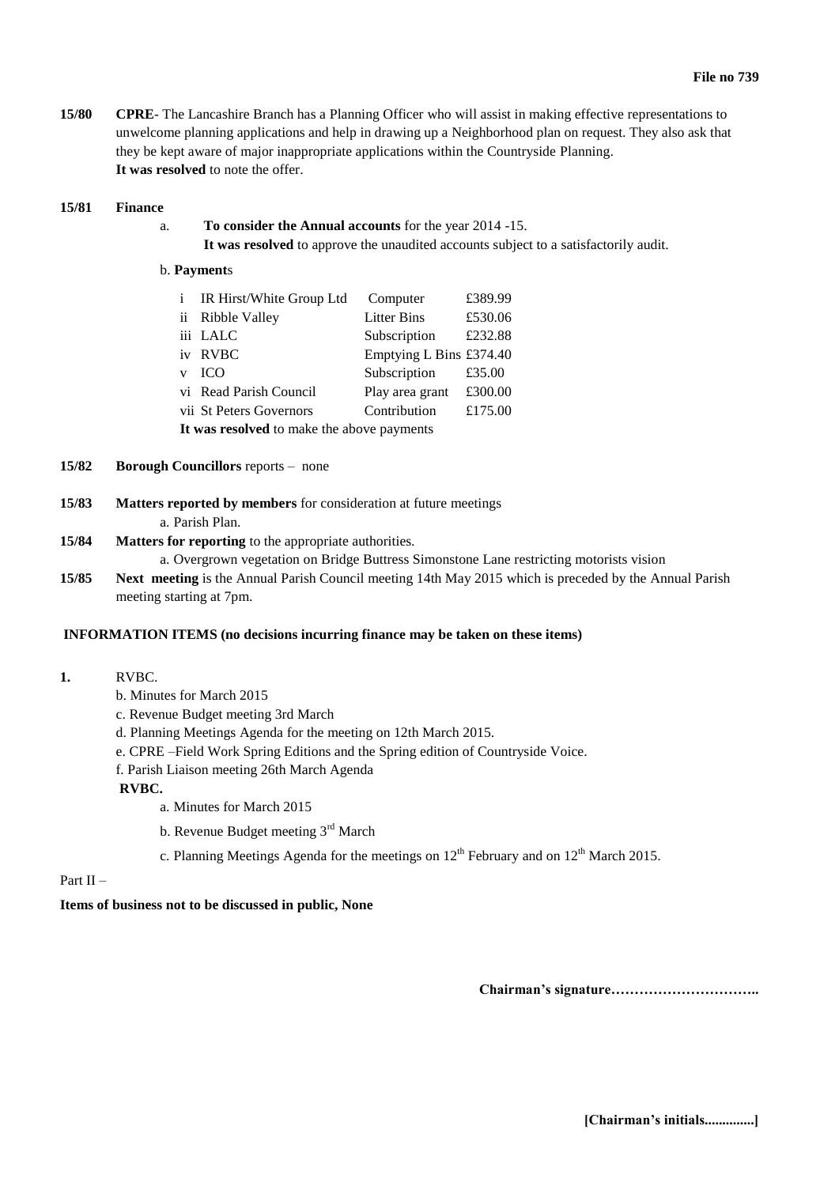**File no 739**

**15/80** **CPRE**- The Lancashire Branch has a Planning Officer who will assist in making effective representations to unwelcome planning applications and help in drawing up a Neighborhood plan on request. They also ask that they be kept aware of major inappropriate applications within the Countryside Planning.
**It was resolved** to note the offer.

**15/81** **Finance**

a. **To consider the Annual accounts** for the year 2014 -15.
**It was resolved** to approve the unaudited accounts subject to a satisfactorily audit.

b. **Payment**s

| | | | |
|---|---|---|---|
| i | IR Hirst/White Group Ltd | Computer | £389.99 |
| ii | Ribble Valley | Litter Bins | £530.06 |
| iii | LALC | Subscription | £232.88 |
| iv | RVBC | Emptying L Bins | £374.40 |
| v | ICO | Subscription | £35.00 |
| vi | Read Parish Council | Play area grant | £300.00 |
| vii | St Peters Governors | Contribution | £175.00 |

**It was resolved** to make the above payments

**15/82** **Borough Councillors** reports – none

**15/83** **Matters reported by members** for consideration at future meetings
a. Parish Plan.

**15/84** **Matters for reporting** to the appropriate authorities.
a. Overgrown vegetation on Bridge Buttress Simonstone Lane restricting motorists vision

**15/85** **Next meeting** is the Annual Parish Council meeting 14th May 2015 which is preceded by the Annual Parish meeting starting at 7pm.

**INFORMATION ITEMS (no decisions incurring finance may be taken on these items)**

**1.** RVBC.

b. Minutes for March 2015
c. Revenue Budget meeting 3rd March
d. Planning Meetings Agenda for the meeting on 12th March 2015.
e. CPRE –Field Work Spring Editions and the Spring edition of Countryside Voice.
f. Parish Liaison meeting 26th March Agenda

**RVBC.**

a. Minutes for March 2015
b. Revenue Budget meeting 3rd March
c. Planning Meetings Agenda for the meetings on 12th February and on 12th March 2015.

Part II –

**Items of business not to be discussed in public, None**

**Chairman's signature…………………………..**

**[Chairman's initials..............]**